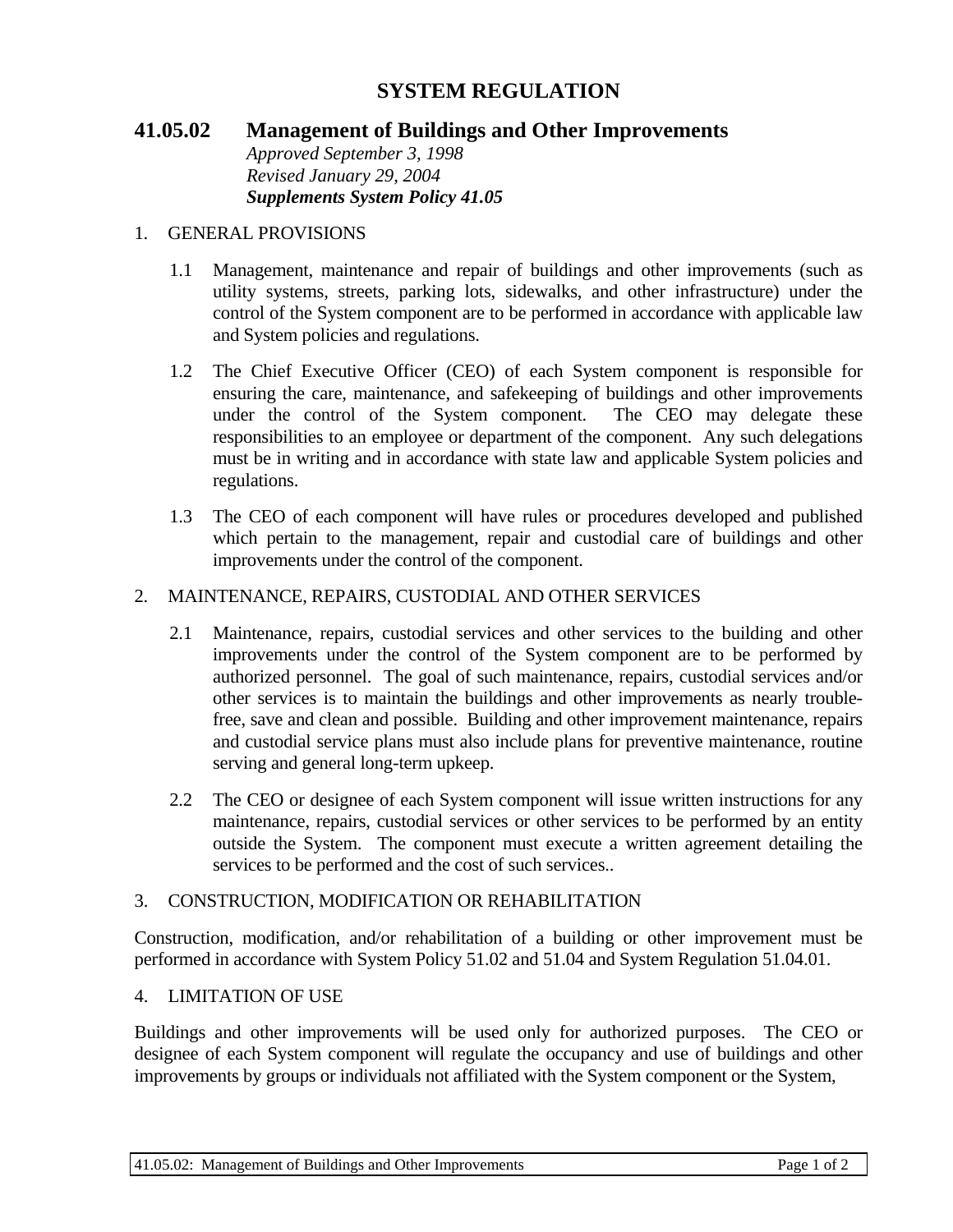# SYSTEM REGULATION

## 41.05.02 Management of Buildings and Other Improvements

*Approved September 3, 1998*
*Revised January 29, 2004*
***Supplements System Policy 41.05***

1. GENERAL PROVISIONS

   1.1 Management, maintenance and repair of buildings and other improvements (such as utility systems, streets, parking lots, sidewalks, and other infrastructure) under the control of the System component are to be performed in accordance with applicable law and System policies and regulations.

   1.2 The Chief Executive Officer (CEO) of each System component is responsible for ensuring the care, maintenance, and safekeeping of buildings and other improvements under the control of the System component. The CEO may delegate these responsibilities to an employee or department of the component. Any such delegations must be in writing and in accordance with state law and applicable System policies and regulations.

   1.3 The CEO of each component will have rules or procedures developed and published which pertain to the management, repair and custodial care of buildings and other improvements under the control of the component.

2. MAINTENANCE, REPAIRS, CUSTODIAL AND OTHER SERVICES

   2.1 Maintenance, repairs, custodial services and other services to the building and other improvements under the control of the System component are to be performed by authorized personnel. The goal of such maintenance, repairs, custodial services and/or other services is to maintain the buildings and other improvements as nearly trouble-free, save and clean and possible. Building and other improvement maintenance, repairs and custodial service plans must also include plans for preventive maintenance, routine serving and general long-term upkeep.

   2.2 The CEO or designee of each System component will issue written instructions for any maintenance, repairs, custodial services or other services to be performed by an entity outside the System. The component must execute a written agreement detailing the services to be performed and the cost of such services..

3. CONSTRUCTION, MODIFICATION OR REHABILITATION

Construction, modification, and/or rehabilitation of a building or other improvement must be performed in accordance with System Policy 51.02 and 51.04 and System Regulation 51.04.01.

4. LIMITATION OF USE

Buildings and other improvements will be used only for authorized purposes. The CEO or designee of each System component will regulate the occupancy and use of buildings and other improvements by groups or individuals not affiliated with the System component or the System,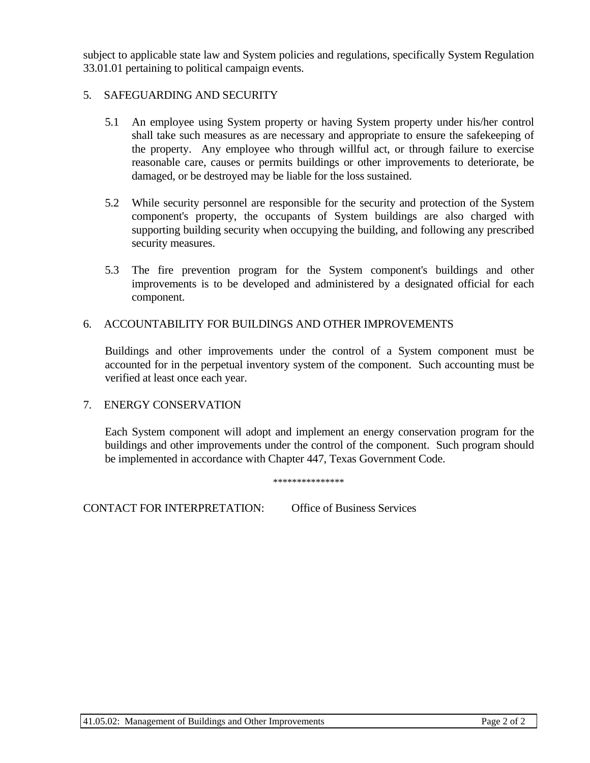subject to applicable state law and System policies and regulations, specifically System Regulation 33.01.01 pertaining to political campaign events.

## 5. SAFEGUARDING AND SECURITY

5.1 An employee using System property or having System property under his/her control shall take such measures as are necessary and appropriate to ensure the safekeeping of the property. Any employee who through willful act, or through failure to exercise reasonable care, causes or permits buildings or other improvements to deteriorate, be damaged, or be destroyed may be liable for the loss sustained.

5.2 While security personnel are responsible for the security and protection of the System component's property, the occupants of System buildings are also charged with supporting building security when occupying the building, and following any prescribed security measures.

5.3 The fire prevention program for the System component's buildings and other improvements is to be developed and administered by a designated official for each component.

## 6. ACCOUNTABILITY FOR BUILDINGS AND OTHER IMPROVEMENTS

Buildings and other improvements under the control of a System component must be accounted for in the perpetual inventory system of the component. Such accounting must be verified at least once each year.

## 7. ENERGY CONSERVATION

Each System component will adopt and implement an energy conservation program for the buildings and other improvements under the control of the component. Such program should be implemented in accordance with Chapter 447, Texas Government Code.

***************

CONTACT FOR INTERPRETATION: Office of Business Services